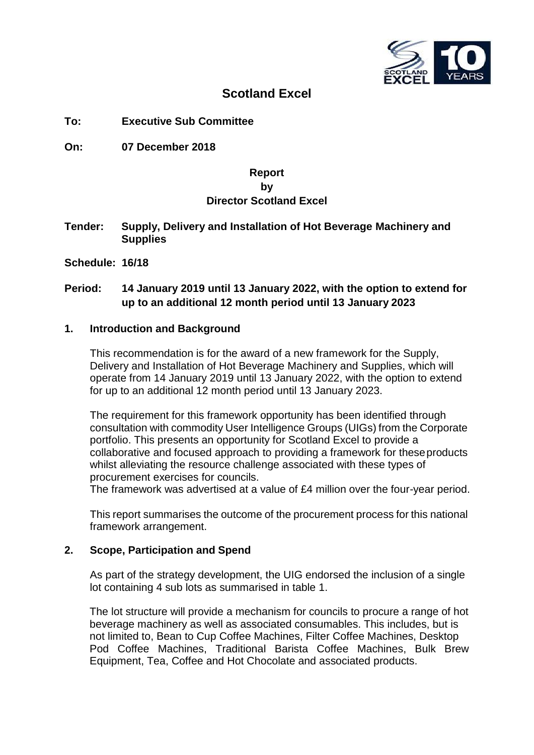# Scotland Excel

**To:** **Executive Sub Committee**

**On:** **07 December 2018**

**Report**
**by**
**Director Scotland Excel**

**Tender:** **Supply, Delivery and Installation of Hot Beverage Machinery and Supplies**

**Schedule:** **16/18**

**Period:** **14 January 2019 until 13 January 2022, with the option to extend for up to an additional 12 month period until 13 January 2023**

## 1. Introduction and Background

This recommendation is for the award of a new framework for the Supply, Delivery and Installation of Hot Beverage Machinery and Supplies, which will operate from 14 January 2019 until 13 January 2022, with the option to extend for up to an additional 12 month period until 13 January 2023.

The requirement for this framework opportunity has been identified through consultation with commodity User Intelligence Groups (UIGs) from the Corporate portfolio. This presents an opportunity for Scotland Excel to provide a collaborative and focused approach to providing a framework for these products whilst alleviating the resource challenge associated with these types of procurement exercises for councils.
The framework was advertised at a value of £4 million over the four-year period.

This report summarises the outcome of the procurement process for this national framework arrangement.

## 2. Scope, Participation and Spend

As part of the strategy development, the UIG endorsed the inclusion of a single lot containing 4 sub lots as summarised in table 1.

The lot structure will provide a mechanism for councils to procure a range of hot beverage machinery as well as associated consumables. This includes, but is not limited to, Bean to Cup Coffee Machines, Filter Coffee Machines, Desktop Pod Coffee Machines, Traditional Barista Coffee Machines, Bulk Brew Equipment, Tea, Coffee and Hot Chocolate and associated products.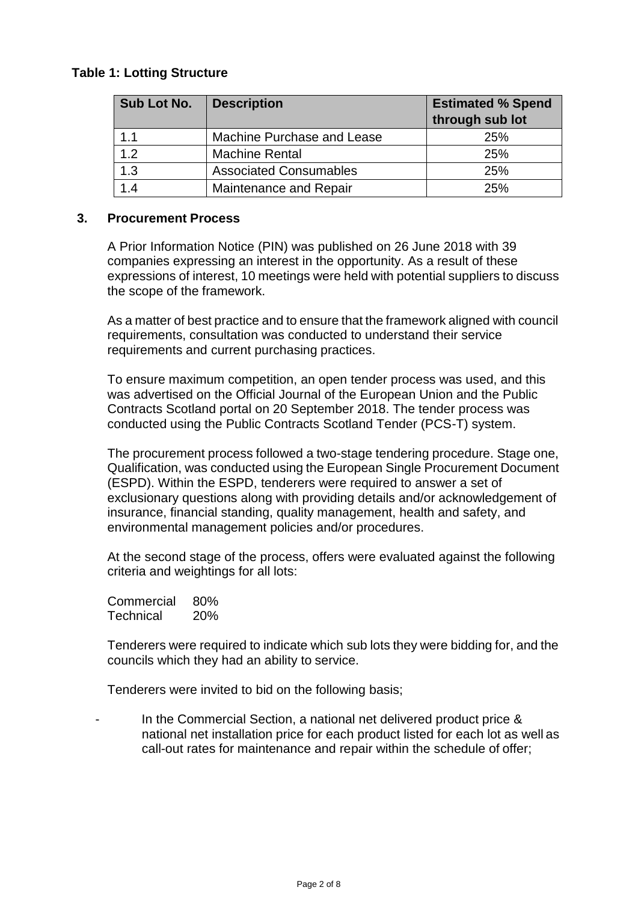**Table 1: Lotting Structure**

| Sub Lot No. | Description | Estimated % Spend through sub lot |
|---|---|---|
| 1.1 | Machine Purchase and Lease | 25% |
| 1.2 | Machine Rental | 25% |
| 1.3 | Associated Consumables | 25% |
| 1.4 | Maintenance and Repair | 25% |

## 3. Procurement Process

A Prior Information Notice (PIN) was published on 26 June 2018 with 39 companies expressing an interest in the opportunity. As a result of these expressions of interest, 10 meetings were held with potential suppliers to discuss the scope of the framework.

As a matter of best practice and to ensure that the framework aligned with council requirements, consultation was conducted to understand their service requirements and current purchasing practices.

To ensure maximum competition, an open tender process was used, and this was advertised on the Official Journal of the European Union and the Public Contracts Scotland portal on 20 September 2018. The tender process was conducted using the Public Contracts Scotland Tender (PCS-T) system.

The procurement process followed a two-stage tendering procedure. Stage one, Qualification, was conducted using the European Single Procurement Document (ESPD). Within the ESPD, tenderers were required to answer a set of exclusionary questions along with providing details and/or acknowledgement of insurance, financial standing, quality management, health and safety, and environmental management policies and/or procedures.

At the second stage of the process, offers were evaluated against the following criteria and weightings for all lots:

Commercial 80%
Technical 20%

Tenderers were required to indicate which sub lots they were bidding for, and the councils which they had an ability to service.

Tenderers were invited to bid on the following basis;

- In the Commercial Section, a national net delivered product price & national net installation price for each product listed for each lot as well as call-out rates for maintenance and repair within the schedule of offer;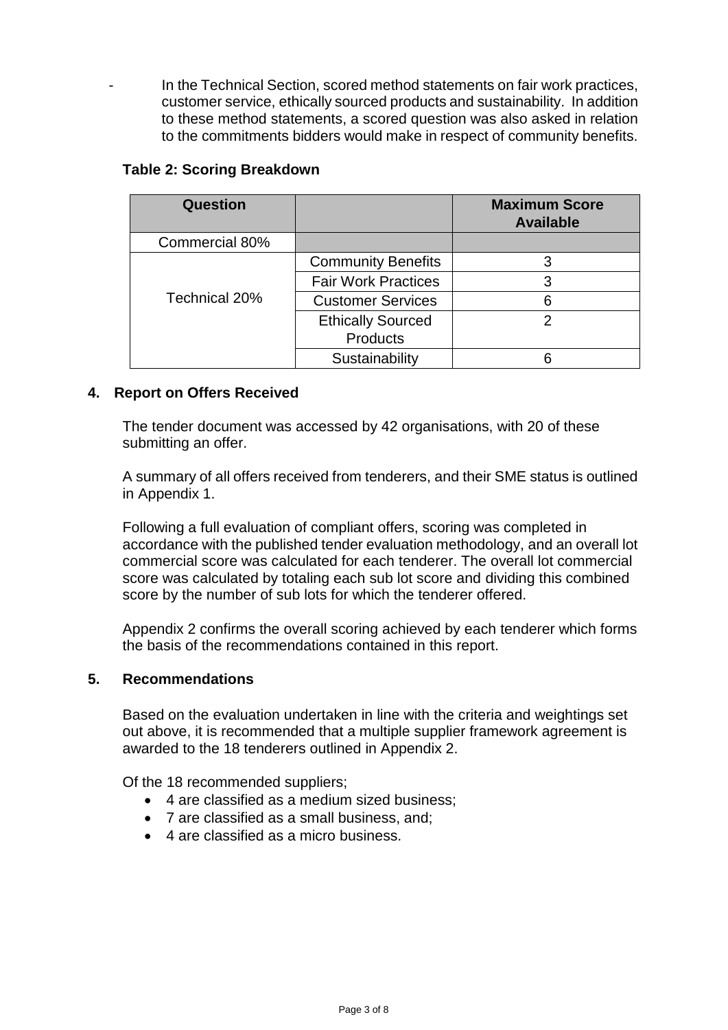- In the Technical Section, scored method statements on fair work practices, customer service, ethically sourced products and sustainability. In addition to these method statements, a scored question was also asked in relation to the commitments bidders would make in respect of community benefits.

**Table 2: Scoring Breakdown**

| Question | | Maximum Score Available |
|---|---|---|
| Commercial 80% | | |
| Technical 20% | Community Benefits | 3 |
| | Fair Work Practices | 3 |
| | Customer Services | 6 |
| | Ethically Sourced Products | 2 |
| | Sustainability | 6 |

## 4. Report on Offers Received

The tender document was accessed by 42 organisations, with 20 of these submitting an offer.

A summary of all offers received from tenderers, and their SME status is outlined in Appendix 1.

Following a full evaluation of compliant offers, scoring was completed in accordance with the published tender evaluation methodology, and an overall lot commercial score was calculated for each tenderer. The overall lot commercial score was calculated by totaling each sub lot score and dividing this combined score by the number of sub lots for which the tenderer offered.

Appendix 2 confirms the overall scoring achieved by each tenderer which forms the basis of the recommendations contained in this report.

## 5. Recommendations

Based on the evaluation undertaken in line with the criteria and weightings set out above, it is recommended that a multiple supplier framework agreement is awarded to the 18 tenderers outlined in Appendix 2.

Of the 18 recommended suppliers;

- 4 are classified as a medium sized business;
- 7 are classified as a small business, and;
- 4 are classified as a micro business.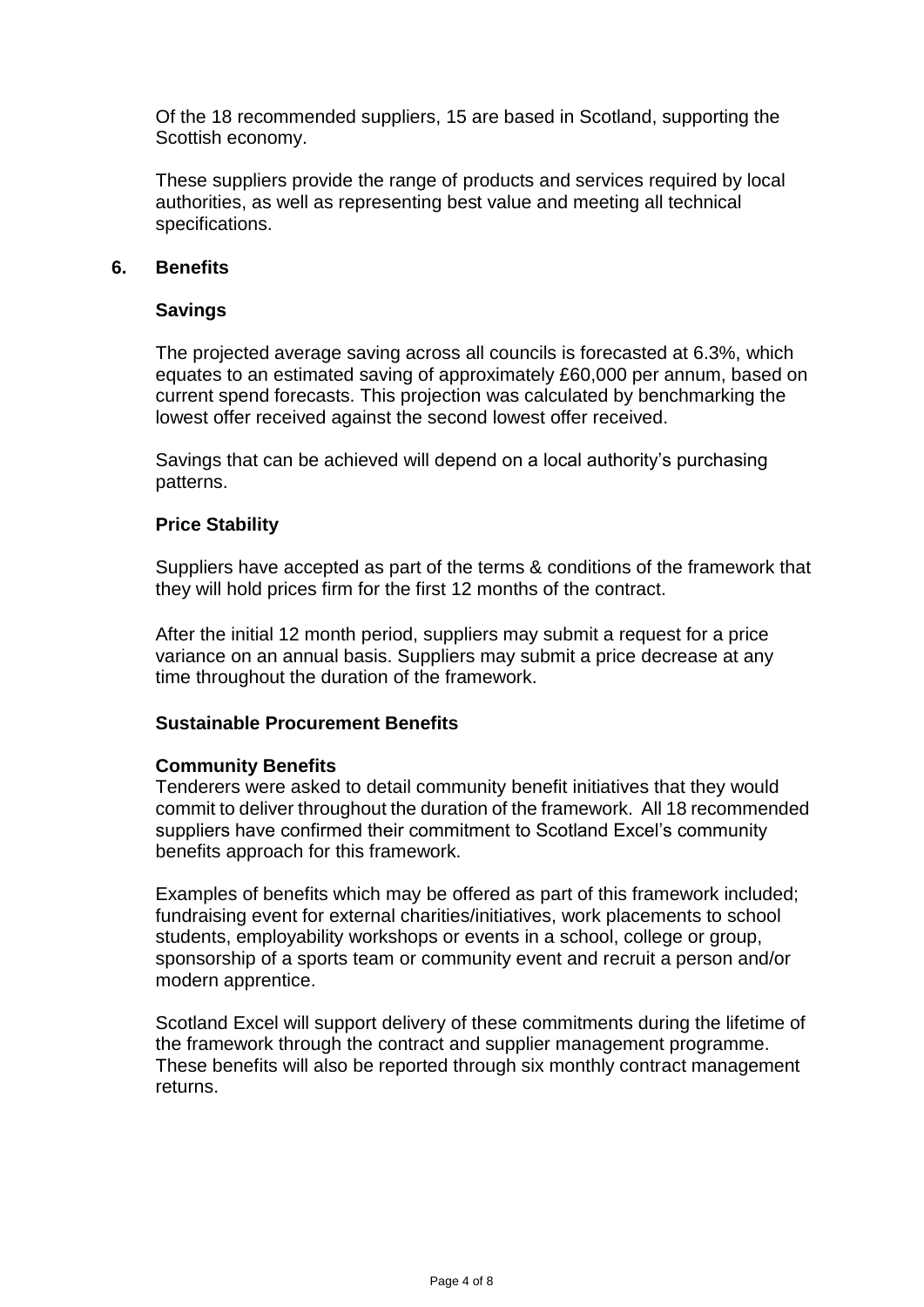Of the 18 recommended suppliers, 15 are based in Scotland, supporting the Scottish economy.

These suppliers provide the range of products and services required by local authorities, as well as representing best value and meeting all technical specifications.

## 6. Benefits

### Savings

The projected average saving across all councils is forecasted at 6.3%, which equates to an estimated saving of approximately £60,000 per annum, based on current spend forecasts. This projection was calculated by benchmarking the lowest offer received against the second lowest offer received.

Savings that can be achieved will depend on a local authority's purchasing patterns.

### Price Stability

Suppliers have accepted as part of the terms & conditions of the framework that they will hold prices firm for the first 12 months of the contract.

After the initial 12 month period, suppliers may submit a request for a price variance on an annual basis. Suppliers may submit a price decrease at any time throughout the duration of the framework.

### Sustainable Procurement Benefits

**Community Benefits**

Tenderers were asked to detail community benefit initiatives that they would commit to deliver throughout the duration of the framework. All 18 recommended suppliers have confirmed their commitment to Scotland Excel's community benefits approach for this framework.

Examples of benefits which may be offered as part of this framework included; fundraising event for external charities/initiatives, work placements to school students, employability workshops or events in a school, college or group, sponsorship of a sports team or community event and recruit a person and/or modern apprentice.

Scotland Excel will support delivery of these commitments during the lifetime of the framework through the contract and supplier management programme. These benefits will also be reported through six monthly contract management returns.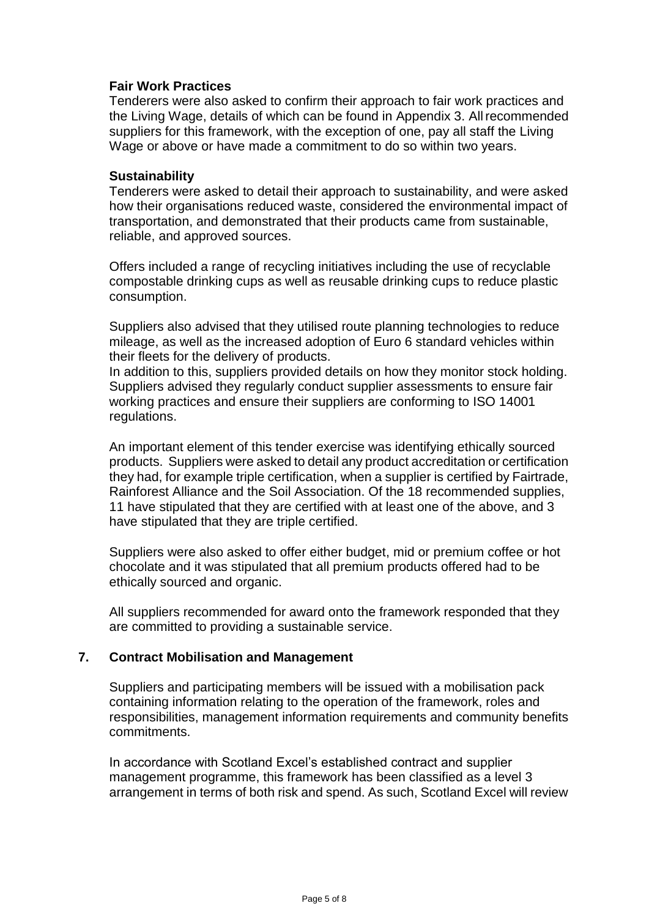**Fair Work Practices**

Tenderers were also asked to confirm their approach to fair work practices and the Living Wage, details of which can be found in Appendix 3. All recommended suppliers for this framework, with the exception of one, pay all staff the Living Wage or above or have made a commitment to do so within two years.

**Sustainability**

Tenderers were asked to detail their approach to sustainability, and were asked how their organisations reduced waste, considered the environmental impact of transportation, and demonstrated that their products came from sustainable, reliable, and approved sources.

Offers included a range of recycling initiatives including the use of recyclable compostable drinking cups as well as reusable drinking cups to reduce plastic consumption.

Suppliers also advised that they utilised route planning technologies to reduce mileage, as well as the increased adoption of Euro 6 standard vehicles within their fleets for the delivery of products.
In addition to this, suppliers provided details on how they monitor stock holding. Suppliers advised they regularly conduct supplier assessments to ensure fair working practices and ensure their suppliers are conforming to ISO 14001 regulations.

An important element of this tender exercise was identifying ethically sourced products. Suppliers were asked to detail any product accreditation or certification they had, for example triple certification, when a supplier is certified by Fairtrade, Rainforest Alliance and the Soil Association. Of the 18 recommended supplies, 11 have stipulated that they are certified with at least one of the above, and 3 have stipulated that they are triple certified.

Suppliers were also asked to offer either budget, mid or premium coffee or hot chocolate and it was stipulated that all premium products offered had to be ethically sourced and organic.

All suppliers recommended for award onto the framework responded that they are committed to providing a sustainable service.

## 7. Contract Mobilisation and Management

Suppliers and participating members will be issued with a mobilisation pack containing information relating to the operation of the framework, roles and responsibilities, management information requirements and community benefits commitments.

In accordance with Scotland Excel's established contract and supplier management programme, this framework has been classified as a level 3 arrangement in terms of both risk and spend. As such, Scotland Excel will review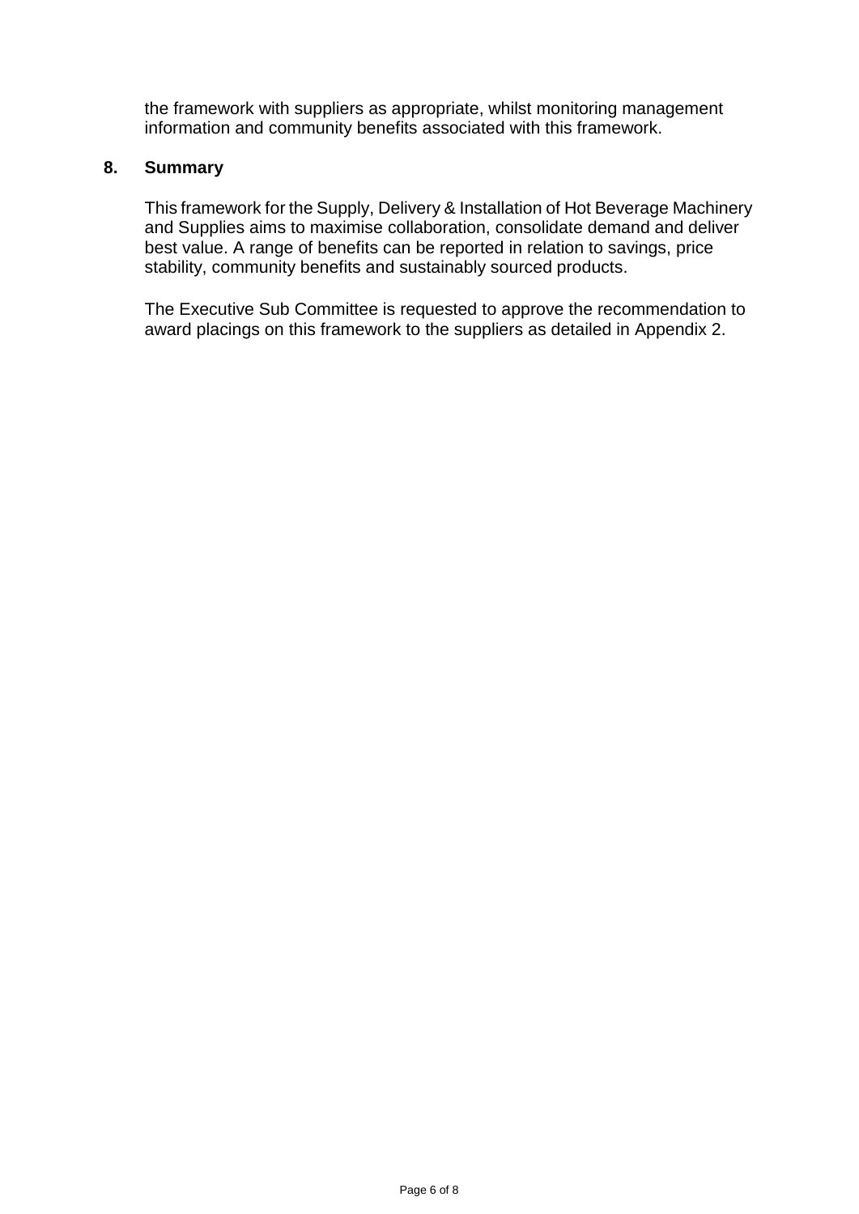the framework with suppliers as appropriate, whilst monitoring management information and community benefits associated with this framework.

## 8. Summary

This framework for the Supply, Delivery & Installation of Hot Beverage Machinery and Supplies aims to maximise collaboration, consolidate demand and deliver best value. A range of benefits can be reported in relation to savings, price stability, community benefits and sustainably sourced products.

The Executive Sub Committee is requested to approve the recommendation to award placings on this framework to the suppliers as detailed in Appendix 2.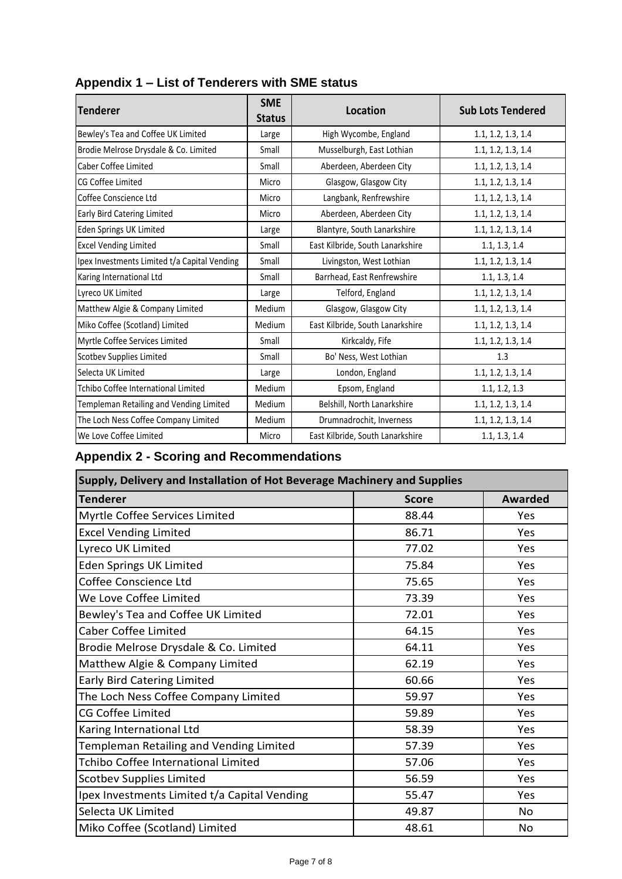## Appendix 1 – List of Tenderers with SME status

| Tenderer | SME Status | Location | Sub Lots Tendered |
|---|---|---|---|
| Bewley's Tea and Coffee UK Limited | Large | High Wycombe, England | 1.1, 1.2, 1.3, 1.4 |
| Brodie Melrose Drysdale & Co. Limited | Small | Musselburgh, East Lothian | 1.1, 1.2, 1.3, 1.4 |
| Caber Coffee Limited | Small | Aberdeen, Aberdeen City | 1.1, 1.2, 1.3, 1.4 |
| CG Coffee Limited | Micro | Glasgow, Glasgow City | 1.1, 1.2, 1.3, 1.4 |
| Coffee Conscience Ltd | Micro | Langbank, Renfrewshire | 1.1, 1.2, 1.3, 1.4 |
| Early Bird Catering Limited | Micro | Aberdeen, Aberdeen City | 1.1, 1.2, 1.3, 1.4 |
| Eden Springs UK Limited | Large | Blantyre, South Lanarkshire | 1.1, 1.2, 1.3, 1.4 |
| Excel Vending Limited | Small | East Kilbride, South Lanarkshire | 1.1, 1.3, 1.4 |
| Ipex Investments Limited t/a Capital Vending | Small | Livingston, West Lothian | 1.1, 1.2, 1.3, 1.4 |
| Karing International Ltd | Small | Barrhead, East Renfrewshire | 1.1, 1.3, 1.4 |
| Lyreco UK Limited | Large | Telford, England | 1.1, 1.2, 1.3, 1.4 |
| Matthew Algie & Company Limited | Medium | Glasgow, Glasgow City | 1.1, 1.2, 1.3, 1.4 |
| Miko Coffee (Scotland) Limited | Medium | East Kilbride, South Lanarkshire | 1.1, 1.2, 1.3, 1.4 |
| Myrtle Coffee Services Limited | Small | Kirkcaldy, Fife | 1.1, 1.2, 1.3, 1.4 |
| Scotbev Supplies Limited | Small | Bo' Ness, West Lothian | 1.3 |
| Selecta UK Limited | Large | London, England | 1.1, 1.2, 1.3, 1.4 |
| Tchibo Coffee International Limited | Medium | Epsom, England | 1.1, 1.2, 1.3 |
| Templeman Retailing and Vending Limited | Medium | Belshill, North Lanarkshire | 1.1, 1.2, 1.3, 1.4 |
| The Loch Ness Coffee Company Limited | Medium | Drumnadrochit, Inverness | 1.1, 1.2, 1.3, 1.4 |
| We Love Coffee Limited | Micro | East Kilbride, South Lanarkshire | 1.1, 1.3, 1.4 |

## Appendix 2 - Scoring and Recommendations

| Supply, Delivery and Installation of Hot Beverage Machinery and Supplies | | |
|---|---|---|
| **Tenderer** | **Score** | **Awarded** |
| Myrtle Coffee Services Limited | 88.44 | Yes |
| Excel Vending Limited | 86.71 | Yes |
| Lyreco UK Limited | 77.02 | Yes |
| Eden Springs UK Limited | 75.84 | Yes |
| Coffee Conscience Ltd | 75.65 | Yes |
| We Love Coffee Limited | 73.39 | Yes |
| Bewley's Tea and Coffee UK Limited | 72.01 | Yes |
| Caber Coffee Limited | 64.15 | Yes |
| Brodie Melrose Drysdale & Co. Limited | 64.11 | Yes |
| Matthew Algie & Company Limited | 62.19 | Yes |
| Early Bird Catering Limited | 60.66 | Yes |
| The Loch Ness Coffee Company Limited | 59.97 | Yes |
| CG Coffee Limited | 59.89 | Yes |
| Karing International Ltd | 58.39 | Yes |
| Templeman Retailing and Vending Limited | 57.39 | Yes |
| Tchibo Coffee International Limited | 57.06 | Yes |
| Scotbev Supplies Limited | 56.59 | Yes |
| Ipex Investments Limited t/a Capital Vending | 55.47 | Yes |
| Selecta UK Limited | 49.87 | No |
| Miko Coffee (Scotland) Limited | 48.61 | No |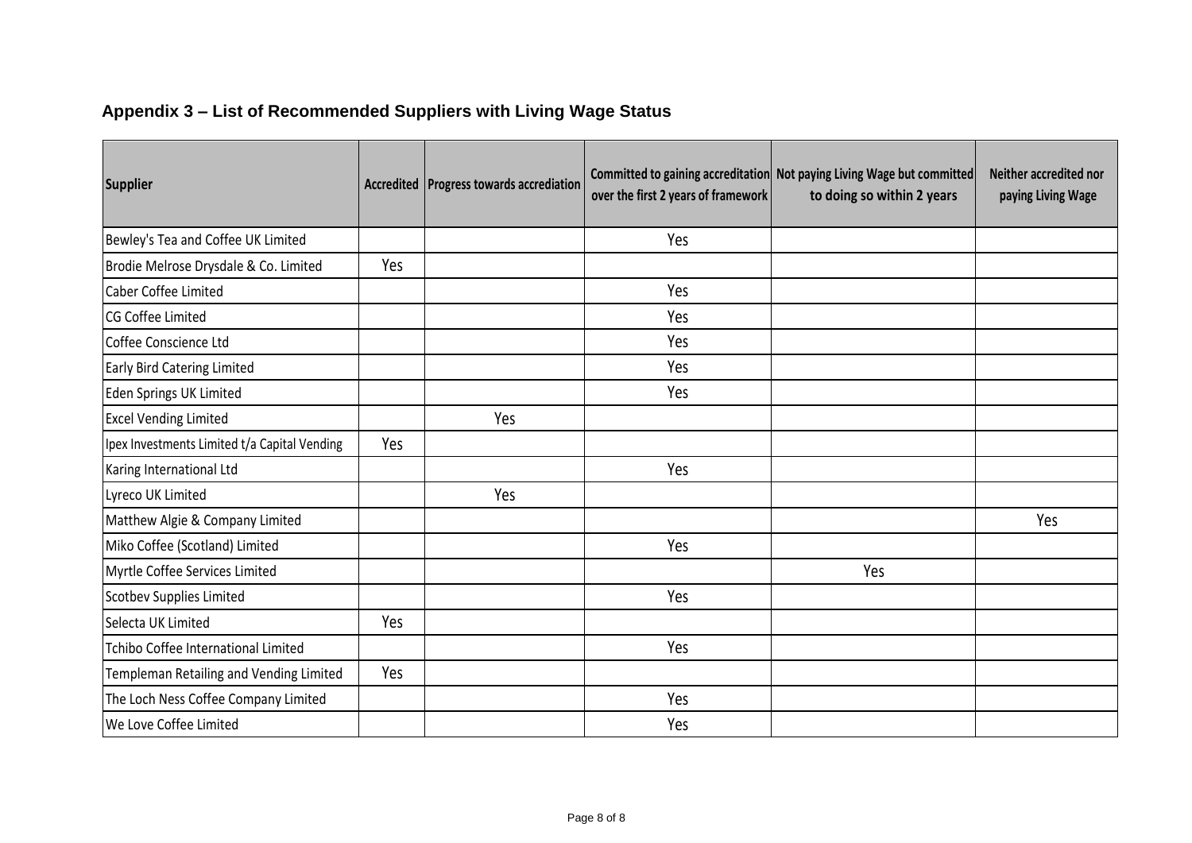## Appendix 3 – List of Recommended Suppliers with Living Wage Status

| Supplier | Accredited | Progress towards accrediation | Committed to gaining accreditation over the first 2 years of framework | Not paying Living Wage but committed to doing so within 2 years | Neither accredited nor paying Living Wage |
|---|---|---|---|---|---|
| Bewley's Tea and Coffee UK Limited | | | Yes | | |
| Brodie Melrose Drysdale & Co. Limited | Yes | | | | |
| Caber Coffee Limited | | | Yes | | |
| CG Coffee Limited | | | Yes | | |
| Coffee Conscience Ltd | | | Yes | | |
| Early Bird Catering Limited | | | Yes | | |
| Eden Springs UK Limited | | | Yes | | |
| Excel Vending Limited | | Yes | | | |
| Ipex Investments Limited t/a Capital Vending | Yes | | | | |
| Karing International Ltd | | | Yes | | |
| Lyreco UK Limited | | Yes | | | |
| Matthew Algie & Company Limited | | | | | Yes |
| Miko Coffee (Scotland) Limited | | | Yes | | |
| Myrtle Coffee Services Limited | | | | Yes | |
| Scotbev Supplies Limited | | | Yes | | |
| Selecta UK Limited | Yes | | | | |
| Tchibo Coffee International Limited | | | Yes | | |
| Templeman Retailing and Vending Limited | Yes | | | | |
| The Loch Ness Coffee Company Limited | | | Yes | | |
| We Love Coffee Limited | | | Yes | | |